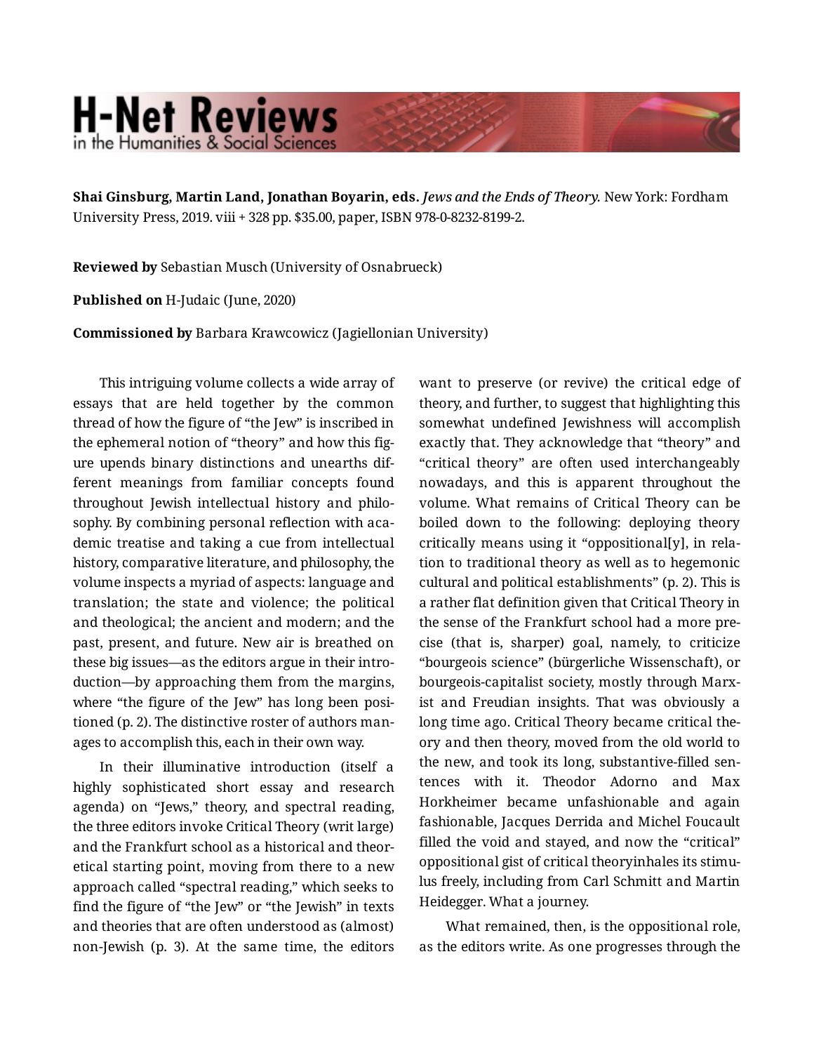# H-Net Reviews
in the Humanities & Social Sciences

**Shai Ginsburg, Martin Land, Jonathan Boyarin, eds.** *Jews and the Ends of Theory.* New York: Fordham University Press, 2019. viii + 328 pp. $35.00, paper, ISBN 978-0-8232-8199-2.

**Reviewed by** Sebastian Musch (University of Osnabrueck)

**Published on** H-Judaic (June, 2020)

**Commissioned by** Barbara Krawcowicz (Jagiellonian University)

This intriguing volume collects a wide array of essays that are held together by the common thread of how the figure of "the Jew" is inscribed in the ephemeral notion of "theory" and how this figure upends binary distinctions and unearths different meanings from familiar concepts found throughout Jewish intellectual history and philosophy. By combining personal reflection with academic treatise and taking a cue from intellectual history, comparative literature, and philosophy, the volume inspects a myriad of aspects: language and translation; the state and violence; the political and theological; the ancient and modern; and the past, present, and future. New air is breathed on these big issues—as the editors argue in their introduction—by approaching them from the margins, where "the figure of the Jew" has long been positioned (p. 2). The distinctive roster of authors manages to accomplish this, each in their own way.

In their illuminative introduction (itself a highly sophisticated short essay and research agenda) on "Jews," theory, and spectral reading, the three editors invoke Critical Theory (writ large) and the Frankfurt school as a historical and theoretical starting point, moving from there to a new approach called "spectral reading," which seeks to find the figure of "the Jew" or "the Jewish" in texts and theories that are often understood as (almost) non-Jewish (p. 3). At the same time, the editors want to preserve (or revive) the critical edge of theory, and further, to suggest that highlighting this somewhat undefined Jewishness will accomplish exactly that. They acknowledge that "theory" and "critical theory" are often used interchangeably nowadays, and this is apparent throughout the volume. What remains of Critical Theory can be boiled down to the following: deploying theory critically means using it "oppositional[y], in relation to traditional theory as well as to hegemonic cultural and political establishments" (p. 2). This is a rather flat definition given that Critical Theory in the sense of the Frankfurt school had a more precise (that is, sharper) goal, namely, to criticize "bourgeois science" (bürgerliche Wissenschaft), or bourgeois-capitalist society, mostly through Marxist and Freudian insights. That was obviously a long time ago. Critical Theory became critical theory and then theory, moved from the old world to the new, and took its long, substantive-filled sentences with it. Theodor Adorno and Max Horkheimer became unfashionable and again fashionable, Jacques Derrida and Michel Foucault filled the void and stayed, and now the "critical" oppositional gist of critical theoryinhales its stimulus freely, including from Carl Schmitt and Martin Heidegger. What a journey.

What remained, then, is the oppositional role, as the editors write. As one progresses through the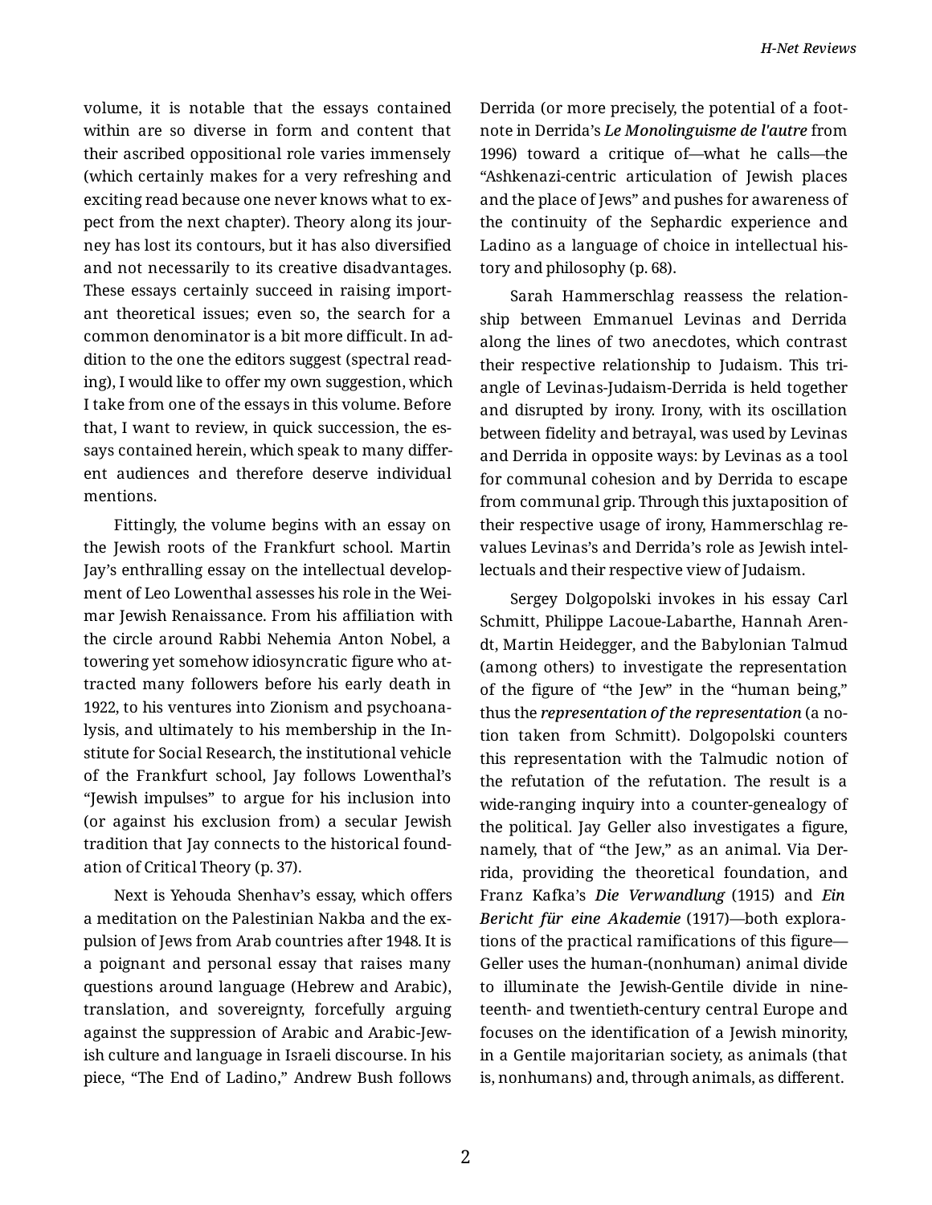volume, it is notable that the essays contained within are so diverse in form and content that their ascribed oppositional role varies immensely (which certainly makes for a very refreshing and exciting read because one never knows what to expect from the next chapter). Theory along its journey has lost its contours, but it has also diversified and not necessarily to its creative disadvantages. These essays certainly succeed in raising important theoretical issues; even so, the search for a common denominator is a bit more difficult. In addition to the one the editors suggest (spectral reading), I would like to offer my own suggestion, which I take from one of the essays in this volume. Before that, I want to review, in quick succession, the essays contained herein, which speak to many different audiences and therefore deserve individual mentions.

Fittingly, the volume begins with an essay on the Jewish roots of the Frankfurt school. Martin Jay's enthralling essay on the intellectual development of Leo Lowenthal assesses his role in the Weimar Jewish Renaissance. From his affiliation with the circle around Rabbi Nehemia Anton Nobel, a towering yet somehow idiosyncratic figure who attracted many followers before his early death in 1922, to his ventures into Zionism and psychoanalysis, and ultimately to his membership in the Institute for Social Research, the institutional vehicle of the Frankfurt school, Jay follows Lowenthal's "Jewish impulses" to argue for his inclusion into (or against his exclusion from) a secular Jewish tradition that Jay connects to the historical foundation of Critical Theory (p. 37).

Next is Yehouda Shenhav's essay, which offers a meditation on the Palestinian Nakba and the expulsion of Jews from Arab countries after 1948. It is a poignant and personal essay that raises many questions around language (Hebrew and Arabic), translation, and sovereignty, forcefully arguing against the suppression of Arabic and Arabic-Jewish culture and language in Israeli discourse. In his piece, "The End of Ladino," Andrew Bush follows Derrida (or more precisely, the potential of a footnote in Derrida's *Le Monolinguisme de l'autre* from 1996) toward a critique of—what he calls—the "Ashkenazi-centric articulation of Jewish places and the place of Jews" and pushes for awareness of the continuity of the Sephardic experience and Ladino as a language of choice in intellectual history and philosophy (p. 68).

Sarah Hammerschlag reassess the relationship between Emmanuel Levinas and Derrida along the lines of two anecdotes, which contrast their respective relationship to Judaism. This triangle of Levinas-Judaism-Derrida is held together and disrupted by irony. Irony, with its oscillation between fidelity and betrayal, was used by Levinas and Derrida in opposite ways: by Levinas as a tool for communal cohesion and by Derrida to escape from communal grip. Through this juxtaposition of their respective usage of irony, Hammerschlag revalues Levinas's and Derrida's role as Jewish intellectuals and their respective view of Judaism.

Sergey Dolgopolski invokes in his essay Carl Schmitt, Philippe Lacoue-Labarthe, Hannah Arendt, Martin Heidegger, and the Babylonian Talmud (among others) to investigate the representation of the figure of "the Jew" in the "human being," thus the *representation of the representation* (a notion taken from Schmitt). Dolgopolski counters this representation with the Talmudic notion of the refutation of the refutation. The result is a wide-ranging inquiry into a counter-genealogy of the political. Jay Geller also investigates a figure, namely, that of "the Jew," as an animal. Via Derrida, providing the theoretical foundation, and Franz Kafka's *Die Verwandlung* (1915) and *Ein Bericht für eine Akademie* (1917)—both explorations of the practical ramifications of this figure—Geller uses the human-(nonhuman) animal divide to illuminate the Jewish-Gentile divide in nineteenth- and twentieth-century central Europe and focuses on the identification of a Jewish minority, in a Gentile majoritarian society, as animals (that is, nonhumans) and, through animals, as different.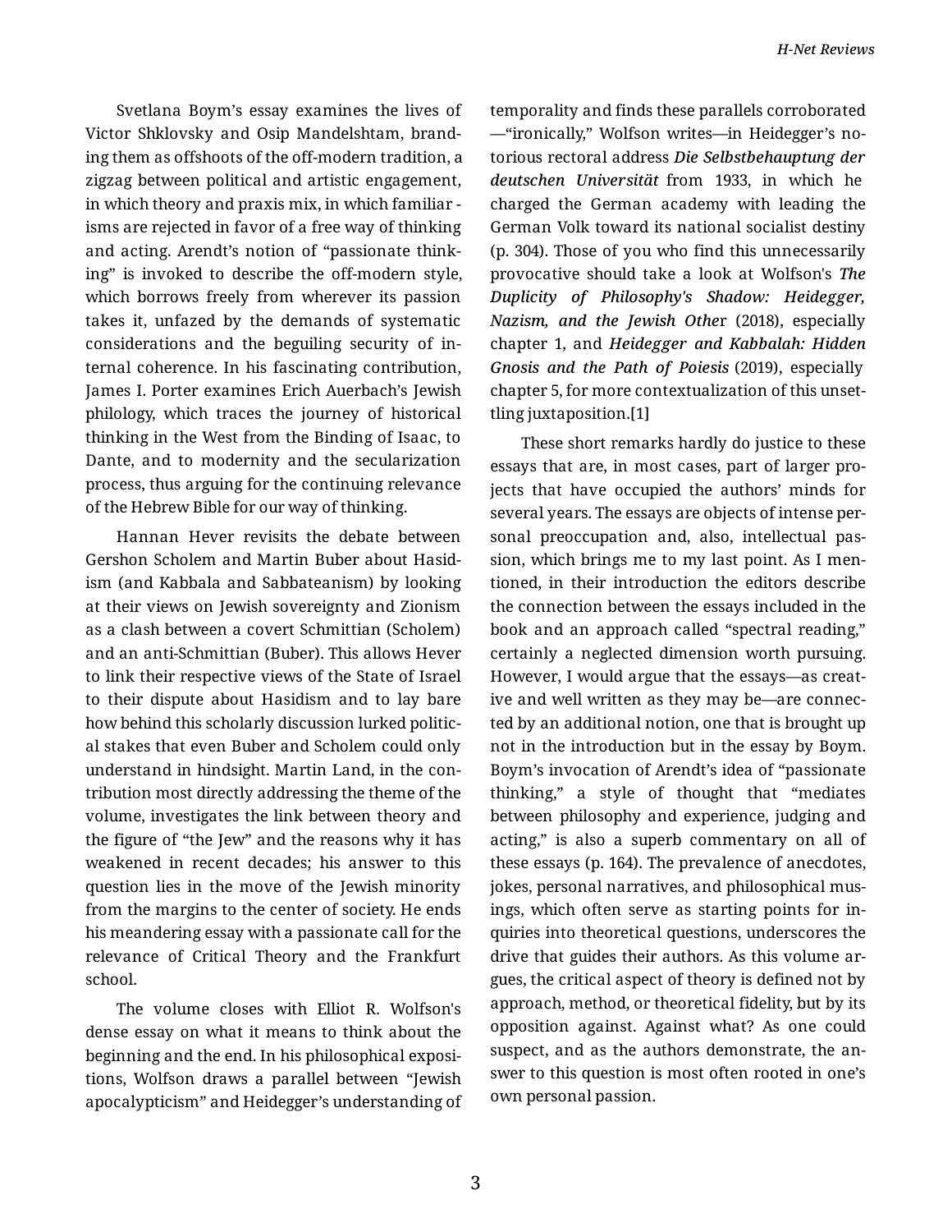Svetlana Boym's essay examines the lives of Victor Shklovsky and Osip Mandelshtam, branding them as offshoots of the off-modern tradition, a zigzag between political and artistic engagement, in which theory and praxis mix, in which familiar -isms are rejected in favor of a free way of thinking and acting. Arendt's notion of "passionate thinking" is invoked to describe the off-modern style, which borrows freely from wherever its passion takes it, unfazed by the demands of systematic considerations and the beguiling security of internal coherence. In his fascinating contribution, James I. Porter examines Erich Auerbach's Jewish philology, which traces the journey of historical thinking in the West from the Binding of Isaac, to Dante, and to modernity and the secularization process, thus arguing for the continuing relevance of the Hebrew Bible for our way of thinking.

Hannan Hever revisits the debate between Gershon Scholem and Martin Buber about Hasidism (and Kabbala and Sabbateanism) by looking at their views on Jewish sovereignty and Zionism as a clash between a covert Schmittian (Scholem) and an anti-Schmittian (Buber). This allows Hever to link their respective views of the State of Israel to their dispute about Hasidism and to lay bare how behind this scholarly discussion lurked political stakes that even Buber and Scholem could only understand in hindsight. Martin Land, in the contribution most directly addressing the theme of the volume, investigates the link between theory and the figure of "the Jew" and the reasons why it has weakened in recent decades; his answer to this question lies in the move of the Jewish minority from the margins to the center of society. He ends his meandering essay with a passionate call for the relevance of Critical Theory and the Frankfurt school.

The volume closes with Elliot R. Wolfson's dense essay on what it means to think about the beginning and the end. In his philosophical expositions, Wolfson draws a parallel between "Jewish apocalypticism" and Heidegger's understanding of temporality and finds these parallels corroborated—"ironically," Wolfson writes—in Heidegger's notorious rectoral address ***Die Selbstbehauptung der deutschen Universität*** from 1933, in which he charged the German academy with leading the German Volk toward its national socialist destiny (p. 304). Those of you who find this unnecessarily provocative should take a look at Wolfson's ***The Duplicity of Philosophy's Shadow: Heidegger, Nazism, and the Jewish Other*** (2018), especially chapter 1, and ***Heidegger and Kabbalah: Hidden Gnosis and the Path of Poiesis*** (2019), especially chapter 5, for more contextualization of this unsettling juxtaposition.[1]

These short remarks hardly do justice to these essays that are, in most cases, part of larger projects that have occupied the authors' minds for several years. The essays are objects of intense personal preoccupation and, also, intellectual passion, which brings me to my last point. As I mentioned, in their introduction the editors describe the connection between the essays included in the book and an approach called "spectral reading," certainly a neglected dimension worth pursuing. However, I would argue that the essays—as creative and well written as they may be—are connected by an additional notion, one that is brought up not in the introduction but in the essay by Boym. Boym's invocation of Arendt's idea of "passionate thinking," a style of thought that "mediates between philosophy and experience, judging and acting," is also a superb commentary on all of these essays (p. 164). The prevalence of anecdotes, jokes, personal narratives, and philosophical musings, which often serve as starting points for inquiries into theoretical questions, underscores the drive that guides their authors. As this volume argues, the critical aspect of theory is defined not by approach, method, or theoretical fidelity, but by its opposition against. Against what? As one could suspect, and as the authors demonstrate, the answer to this question is most often rooted in one's own personal passion.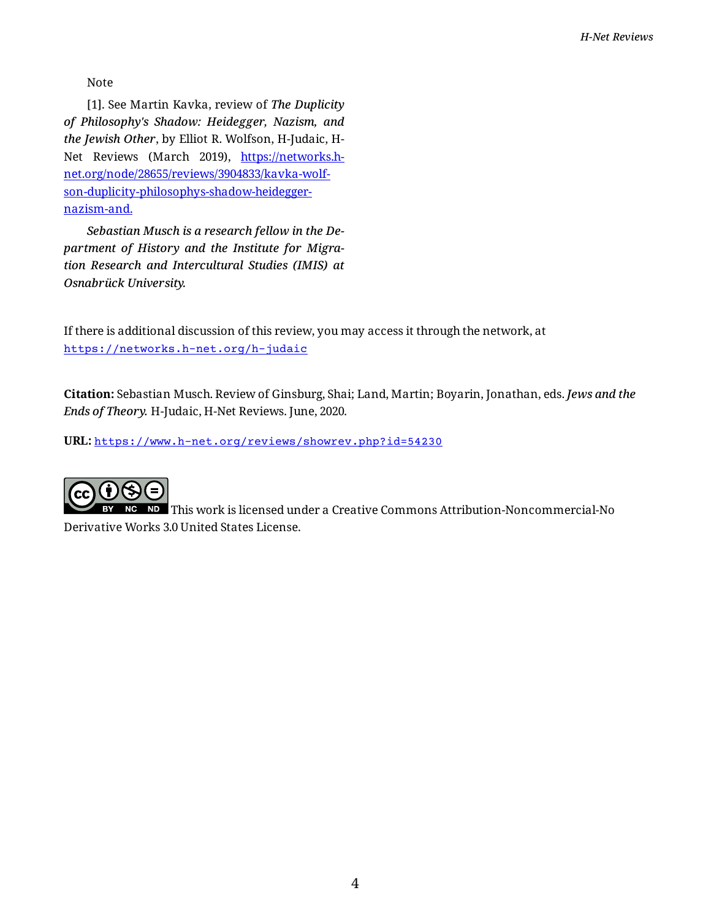Note

[1]. See Martin Kavka, review of *The Duplicity of Philosophy's Shadow: Heidegger, Nazism, and the Jewish Other*, by Elliot R. Wolfson, H-Judaic, H-Net Reviews (March 2019), https://networks.h-net.org/node/28655/reviews/3904833/kavka-wolfson-duplicity-philosophys-shadow-heidegger-nazism-and.

*Sebastian Musch is a research fellow in the Department of History and the Institute for Migration Research and Intercultural Studies (IMIS) at Osnabrück University.*

If there is additional discussion of this review, you may access it through the network, at https://networks.h-net.org/h-judaic

**Citation:** Sebastian Musch. Review of Ginsburg, Shai; Land, Martin; Boyarin, Jonathan, eds. *Jews and the Ends of Theory.* H-Judaic, H-Net Reviews. June, 2020.

**URL:** https://www.h-net.org/reviews/showrev.php?id=54230

This work is licensed under a Creative Commons Attribution-Noncommercial-No Derivative Works 3.0 United States License.